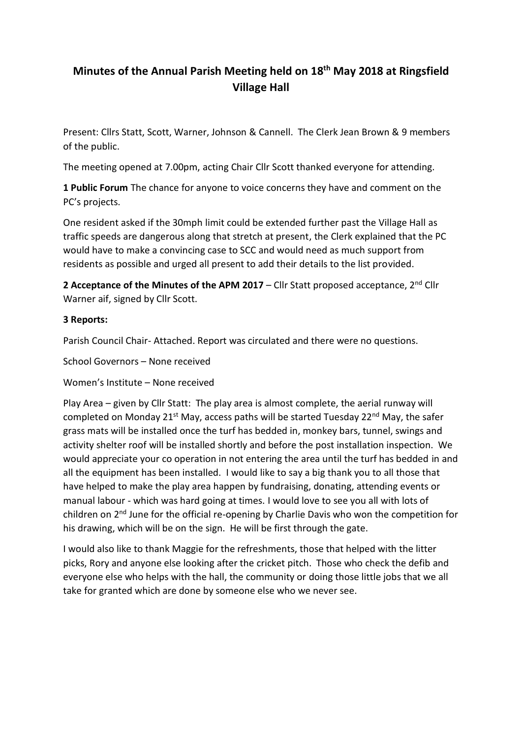# Minutes of the Annual Parish Meeting held on 18th May 2018 at Ringsfield Village Hall

Present: Cllrs Statt, Scott, Warner, Johnson & Cannell. The Clerk Jean Brown & 9 members of the public.

The meeting opened at 7.00pm, acting Chair Cllr Scott thanked everyone for attending.

**1 Public Forum** The chance for anyone to voice concerns they have and comment on the PC's projects.

One resident asked if the 30mph limit could be extended further past the Village Hall as traffic speeds are dangerous along that stretch at present, the Clerk explained that the PC would have to make a convincing case to SCC and would need as much support from residents as possible and urged all present to add their details to the list provided.

**2 Acceptance of the Minutes of the APM 2017** – Cllr Statt proposed acceptance, 2nd Cllr Warner aif, signed by Cllr Scott.

**3 Reports:**

Parish Council Chair- Attached. Report was circulated and there were no questions.

School Governors – None received

Women's Institute – None received

Play Area – given by Cllr Statt: The play area is almost complete, the aerial runway will completed on Monday 21st May, access paths will be started Tuesday 22nd May, the safer grass mats will be installed once the turf has bedded in, monkey bars, tunnel, swings and activity shelter roof will be installed shortly and before the post installation inspection. We would appreciate your co operation in not entering the area until the turf has bedded in and all the equipment has been installed. I would like to say a big thank you to all those that have helped to make the play area happen by fundraising, donating, attending events or manual labour - which was hard going at times. I would love to see you all with lots of children on 2nd June for the official re-opening by Charlie Davis who won the competition for his drawing, which will be on the sign. He will be first through the gate.

I would also like to thank Maggie for the refreshments, those that helped with the litter picks, Rory and anyone else looking after the cricket pitch. Those who check the defib and everyone else who helps with the hall, the community or doing those little jobs that we all take for granted which are done by someone else who we never see.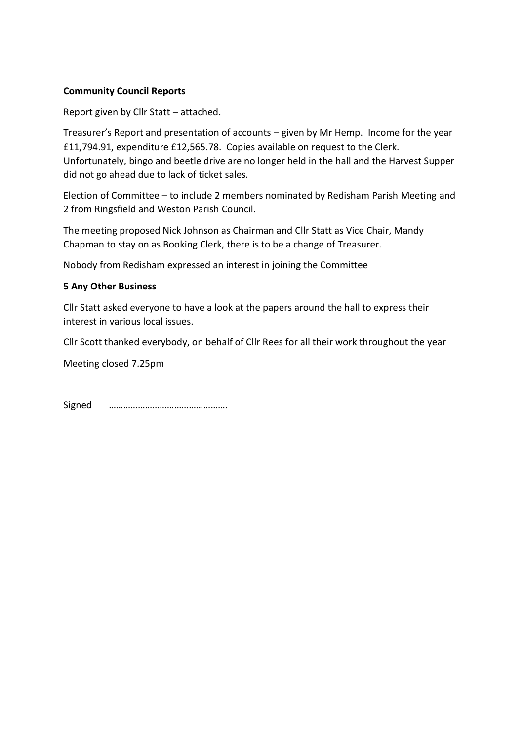**Community Council Reports**

Report given by Cllr Statt – attached.

Treasurer's Report and presentation of accounts – given by Mr Hemp. Income for the year £11,794.91, expenditure £12,565.78. Copies available on request to the Clerk. Unfortunately, bingo and beetle drive are no longer held in the hall and the Harvest Supper did not go ahead due to lack of ticket sales.

Election of Committee – to include 2 members nominated by Redisham Parish Meeting and 2 from Ringsfield and Weston Parish Council.

The meeting proposed Nick Johnson as Chairman and Cllr Statt as Vice Chair, Mandy Chapman to stay on as Booking Clerk, there is to be a change of Treasurer.

Nobody from Redisham expressed an interest in joining the Committee

**5 Any Other Business**

Cllr Statt asked everyone to have a look at the papers around the hall to express their interest in various local issues.

Cllr Scott thanked everybody, on behalf of Cllr Rees for all their work throughout the year

Meeting closed 7.25pm

Signed ………………………………………….